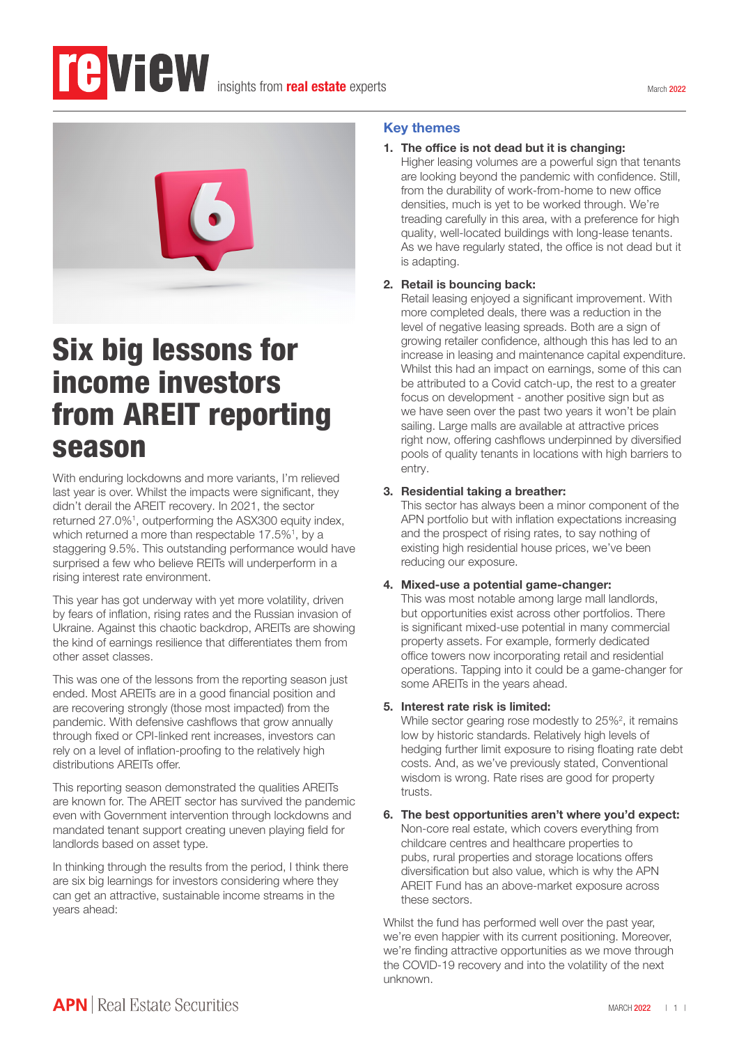# review insights from real estate experts

March 2022

# Six big lessons for income investors from AREIT reporting season

With enduring lockdowns and more variants, I'm relieved last year is over. Whilst the impacts were significant, they didn't derail the AREIT recovery. In 2021, the sector returned 27.0%[1], outperforming the ASX300 equity index, which returned a more than respectable 17.5%[1], by a staggering 9.5%. This outstanding performance would have surprised a few who believe REITs will underperform in a rising interest rate environment.

This year has got underway with yet more volatility, driven by fears of inflation, rising rates and the Russian invasion of Ukraine. Against this chaotic backdrop, AREITs are showing the kind of earnings resilience that differentiates them from other asset classes.

This was one of the lessons from the reporting season just ended. Most AREITs are in a good financial position and are recovering strongly (those most impacted) from the pandemic. With defensive cashflows that grow annually through fixed or CPI-linked rent increases, investors can rely on a level of inflation-proofing to the relatively high distributions AREITs offer.

This reporting season demonstrated the qualities AREITs are known for. The AREIT sector has survived the pandemic even with Government intervention through lockdowns and mandated tenant support creating uneven playing field for landlords based on asset type.

In thinking through the results from the period, I think there are six big learnings for investors considering where they can get an attractive, sustainable income streams in the years ahead:

## Key themes

1. **The office is not dead but it is changing:**
   Higher leasing volumes are a powerful sign that tenants are looking beyond the pandemic with confidence. Still, from the durability of work-from-home to new office densities, much is yet to be worked through. We're treading carefully in this area, with a preference for high quality, well-located buildings with long-lease tenants. As we have regularly stated, the office is not dead but it is adapting.

2. **Retail is bouncing back:**
   Retail leasing enjoyed a significant improvement. With more completed deals, there was a reduction in the level of negative leasing spreads. Both are a sign of growing retailer confidence, although this has led to an increase in leasing and maintenance capital expenditure. Whilst this had an impact on earnings, some of this can be attributed to a Covid catch-up, the rest to a greater focus on development - another positive sign but as we have seen over the past two years it won't be plain sailing. Large malls are available at attractive prices right now, offering cashflows underpinned by diversified pools of quality tenants in locations with high barriers to entry.

3. **Residential taking a breather:**
   This sector has always been a minor component of the APN portfolio but with inflation expectations increasing and the prospect of rising rates, to say nothing of existing high residential house prices, we've been reducing our exposure.

4. **Mixed-use a potential game-changer:**
   This was most notable among large mall landlords, but opportunities exist across other portfolios. There is significant mixed-use potential in many commercial property assets. For example, formerly dedicated office towers now incorporating retail and residential operations. Tapping into it could be a game-changer for some AREITs in the years ahead.

5. **Interest rate risk is limited:**
   While sector gearing rose modestly to 25%[2], it remains low by historic standards. Relatively high levels of hedging further limit exposure to rising floating rate debt costs. And, as we've previously stated, Conventional wisdom is wrong. Rate rises are good for property trusts.

6. **The best opportunities aren't where you'd expect:**
   Non-core real estate, which covers everything from childcare centres and healthcare properties to pubs, rural properties and storage locations offers diversification but also value, which is why the APN AREIT Fund has an above-market exposure across these sectors.

Whilst the fund has performed well over the past year, we're even happier with its current positioning. Moreover, we're finding attractive opportunities as we move through the COVID-19 recovery and into the volatility of the next unknown.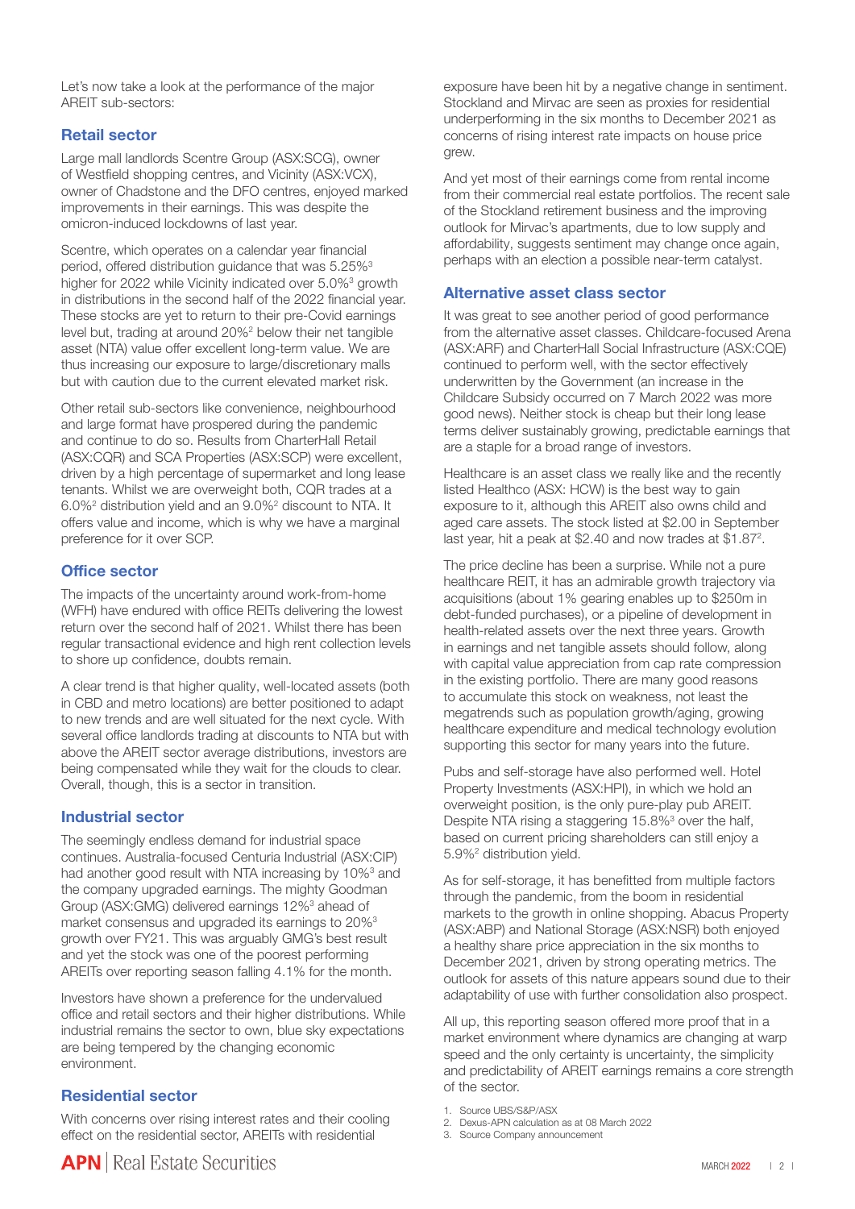Let's now take a look at the performance of the major AREIT sub-sectors:

## Retail sector

Large mall landlords Scentre Group (ASX:SCG), owner of Westfield shopping centres, and Vicinity (ASX:VCX), owner of Chadstone and the DFO centres, enjoyed marked improvements in their earnings. This was despite the omicron-induced lockdowns of last year.

Scentre, which operates on a calendar year financial period, offered distribution guidance that was 5.25%[3] higher for 2022 while Vicinity indicated over 5.0%[3] growth in distributions in the second half of the 2022 financial year. These stocks are yet to return to their pre-Covid earnings level but, trading at around 20%[2] below their net tangible asset (NTA) value offer excellent long-term value. We are thus increasing our exposure to large/discretionary malls but with caution due to the current elevated market risk.

Other retail sub-sectors like convenience, neighbourhood and large format have prospered during the pandemic and continue to do so. Results from CharterHall Retail (ASX:CQR) and SCA Properties (ASX:SCP) were excellent, driven by a high percentage of supermarket and long lease tenants. Whilst we are overweight both, CQR trades at a 6.0%[2] distribution yield and an 9.0%[2] discount to NTA. It offers value and income, which is why we have a marginal preference for it over SCP.

## Office sector

The impacts of the uncertainty around work-from-home (WFH) have endured with office REITs delivering the lowest return over the second half of 2021. Whilst there has been regular transactional evidence and high rent collection levels to shore up confidence, doubts remain.

A clear trend is that higher quality, well-located assets (both in CBD and metro locations) are better positioned to adapt to new trends and are well situated for the next cycle. With several office landlords trading at discounts to NTA but with above the AREIT sector average distributions, investors are being compensated while they wait for the clouds to clear. Overall, though, this is a sector in transition.

## Industrial sector

The seemingly endless demand for industrial space continues. Australia-focused Centuria Industrial (ASX:CIP) had another good result with NTA increasing by 10%[3] and the company upgraded earnings. The mighty Goodman Group (ASX:GMG) delivered earnings 12%[3] ahead of market consensus and upgraded its earnings to 20%[3] growth over FY21. This was arguably GMG's best result and yet the stock was one of the poorest performing AREITs over reporting season falling 4.1% for the month.

Investors have shown a preference for the undervalued office and retail sectors and their higher distributions. While industrial remains the sector to own, blue sky expectations are being tempered by the changing economic environment.

## Residential sector

With concerns over rising interest rates and their cooling effect on the residential sector, AREITs with residential exposure have been hit by a negative change in sentiment. Stockland and Mirvac are seen as proxies for residential underperforming in the six months to December 2021 as concerns of rising interest rate impacts on house price grew.

And yet most of their earnings come from rental income from their commercial real estate portfolios. The recent sale of the Stockland retirement business and the improving outlook for Mirvac's apartments, due to low supply and affordability, suggests sentiment may change once again, perhaps with an election a possible near-term catalyst.

## Alternative asset class sector

It was great to see another period of good performance from the alternative asset classes. Childcare-focused Arena (ASX:ARF) and CharterHall Social Infrastructure (ASX:CQE) continued to perform well, with the sector effectively underwritten by the Government (an increase in the Childcare Subsidy occurred on 7 March 2022 was more good news). Neither stock is cheap but their long lease terms deliver sustainably growing, predictable earnings that are a staple for a broad range of investors.

Healthcare is an asset class we really like and the recently listed Healthco (ASX: HCW) is the best way to gain exposure to it, although this AREIT also owns child and aged care assets. The stock listed at $2.00 in September last year, hit a peak at $2.40 and now trades at $1.87[2].

The price decline has been a surprise. While not a pure healthcare REIT, it has an admirable growth trajectory via acquisitions (about 1% gearing enables up to $250m in debt-funded purchases), or a pipeline of development in health-related assets over the next three years. Growth in earnings and net tangible assets should follow, along with capital value appreciation from cap rate compression in the existing portfolio. There are many good reasons to accumulate this stock on weakness, not least the megatrends such as population growth/aging, growing healthcare expenditure and medical technology evolution supporting this sector for many years into the future.

Pubs and self-storage have also performed well. Hotel Property Investments (ASX:HPI), in which we hold an overweight position, is the only pure-play pub AREIT. Despite NTA rising a staggering 15.8%[3] over the half, based on current pricing shareholders can still enjoy a 5.9%[2] distribution yield.

As for self-storage, it has benefitted from multiple factors through the pandemic, from the boom in residential markets to the growth in online shopping. Abacus Property (ASX:ABP) and National Storage (ASX:NSR) both enjoyed a healthy share price appreciation in the six months to December 2021, driven by strong operating metrics. The outlook for assets of this nature appears sound due to their adaptability of use with further consolidation also prospect.

All up, this reporting season offered more proof that in a market environment where dynamics are changing at warp speed and the only certainty is uncertainty, the simplicity and predictability of AREIT earnings remains a core strength of the sector.

1. Source UBS/S&P/ASX
2. Dexus-APN calculation as at 08 March 2022
3. Source Company announcement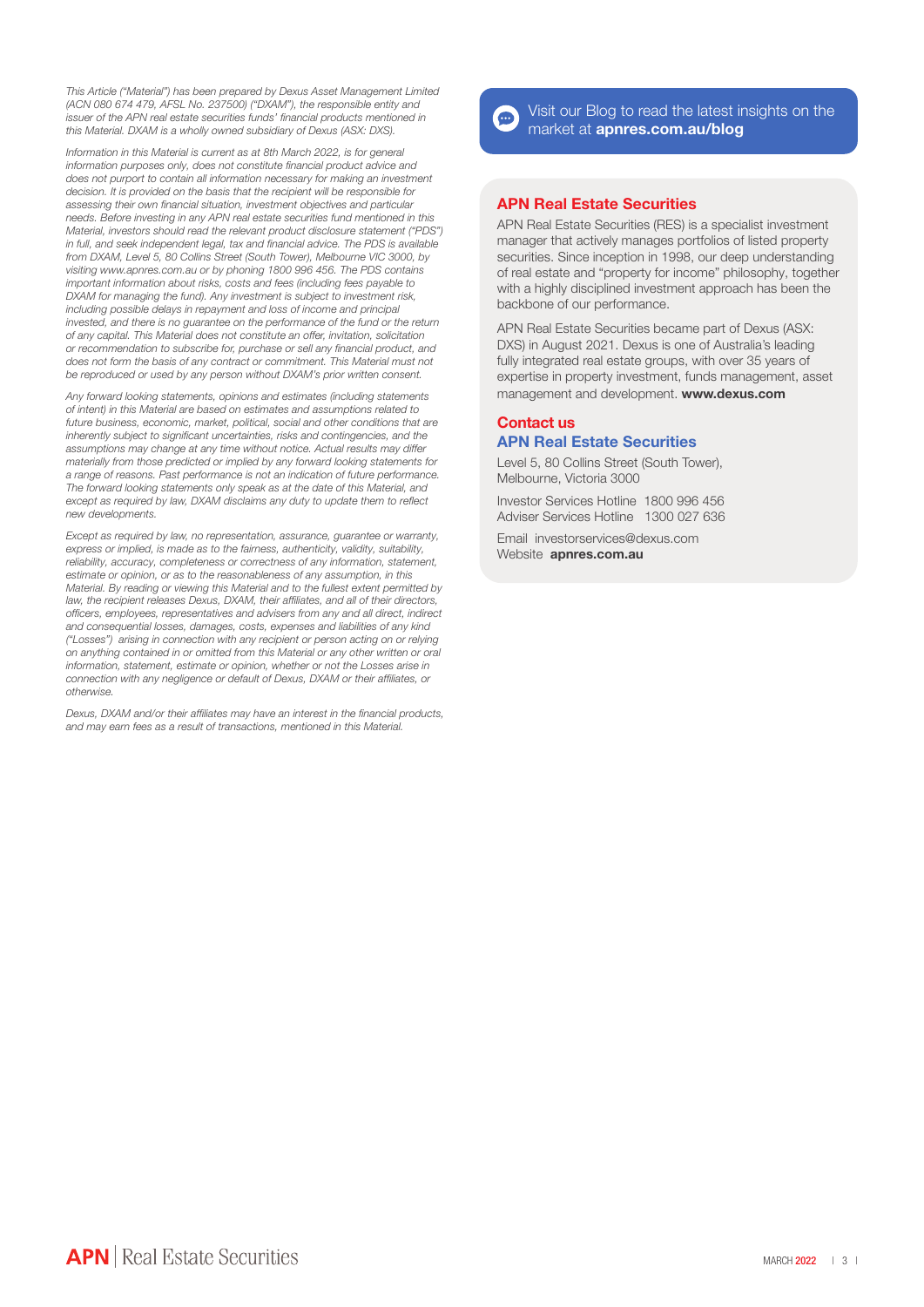*This Article ("Material") has been prepared by Dexus Asset Management Limited (ACN 080 674 479, AFSL No. 237500) ("DXAM"), the responsible entity and issuer of the APN real estate securities funds' financial products mentioned in this Material. DXAM is a wholly owned subsidiary of Dexus (ASX: DXS).*

*Information in this Material is current as at 8th March 2022, is for general information purposes only, does not constitute financial product advice and does not purport to contain all information necessary for making an investment decision. It is provided on the basis that the recipient will be responsible for assessing their own financial situation, investment objectives and particular needs. Before investing in any APN real estate securities fund mentioned in this Material, investors should read the relevant product disclosure statement ("PDS") in full, and seek independent legal, tax and financial advice. The PDS is available from DXAM, Level 5, 80 Collins Street (South Tower), Melbourne VIC 3000, by visiting www.apnres.com.au or by phoning 1800 996 456. The PDS contains important information about risks, costs and fees (including fees payable to DXAM for managing the fund). Any investment is subject to investment risk, including possible delays in repayment and loss of income and principal invested, and there is no guarantee on the performance of the fund or the return of any capital. This Material does not constitute an offer, invitation, solicitation or recommendation to subscribe for, purchase or sell any financial product, and does not form the basis of any contract or commitment. This Material must not be reproduced or used by any person without DXAM's prior written consent.*

*Any forward looking statements, opinions and estimates (including statements of intent) in this Material are based on estimates and assumptions related to future business, economic, market, political, social and other conditions that are inherently subject to significant uncertainties, risks and contingencies, and the assumptions may change at any time without notice. Actual results may differ materially from those predicted or implied by any forward looking statements for a range of reasons. Past performance is not an indication of future performance. The forward looking statements only speak as at the date of this Material, and except as required by law, DXAM disclaims any duty to update them to reflect new developments.*

*Except as required by law, no representation, assurance, guarantee or warranty, express or implied, is made as to the fairness, authenticity, validity, suitability, reliability, accuracy, completeness or correctness of any information, statement, estimate or opinion, or as to the reasonableness of any assumption, in this Material. By reading or viewing this Material and to the fullest extent permitted by law, the recipient releases Dexus, DXAM, their affiliates, and all of their directors, officers, employees, representatives and advisers from any and all direct, indirect and consequential losses, damages, costs, expenses and liabilities of any kind ("Losses") arising in connection with any recipient or person acting on or relying on anything contained in or omitted from this Material or any other written or oral information, statement, estimate or opinion, whether or not the Losses arise in connection with any negligence or default of Dexus, DXAM or their affiliates, or otherwise.*

*Dexus, DXAM and/or their affiliates may have an interest in the financial products, and may earn fees as a result of transactions, mentioned in this Material.*

Visit our Blog to read the latest insights on the market at **apnres.com.au/blog**

## APN Real Estate Securities

APN Real Estate Securities (RES) is a specialist investment manager that actively manages portfolios of listed property securities. Since inception in 1998, our deep understanding of real estate and "property for income" philosophy, together with a highly disciplined investment approach has been the backbone of our performance.

APN Real Estate Securities became part of Dexus (ASX: DXS) in August 2021. Dexus is one of Australia's leading fully integrated real estate groups, with over 35 years of expertise in property investment, funds management, asset management and development. **www.dexus.com**

## Contact us

### APN Real Estate Securities

Level 5, 80 Collins Street (South Tower),
Melbourne, Victoria 3000

Investor Services Hotline 1800 996 456
Adviser Services Hotline 1300 027 636

Email investorservices@dexus.com
Website **apnres.com.au**